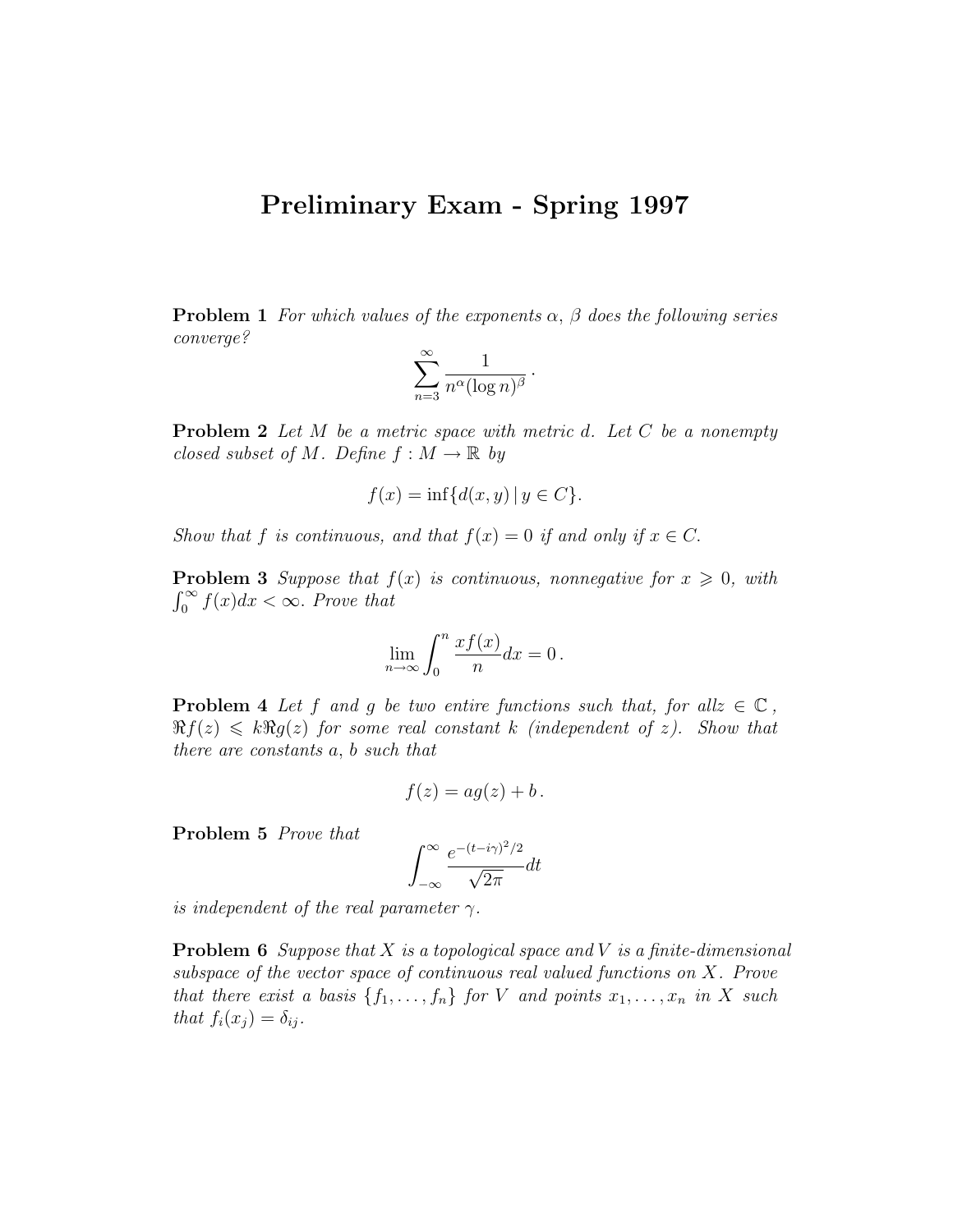# Preliminary Exam - Spring 1997

**Problem 1** *For which values of the exponents $\alpha$, $\beta$ does the following series converge?*

$$\sum_{n=3}^{\infty} \frac{1}{n^{\alpha}(\log n)^{\beta}}\,.$$

**Problem 2** *Let $M$ be a metric space with metric $d$. Let $C$ be a nonempty closed subset of $M$. Define $f : M \to \mathbb{R}$ by*

$$f(x) = \inf\{d(x, y) \,|\, y \in C\}.$$

*Show that $f$ is continuous, and that $f(x) = 0$ if and only if $x \in C$.*

**Problem 3** *Suppose that $f(x)$ is continuous, nonnegative for $x \geqslant 0$, with $\int_0^\infty f(x)dx < \infty$. Prove that*

$$\lim_{n\to\infty} \int_0^n \frac{xf(x)}{n} dx = 0\,.$$

**Problem 4** *Let $f$ and $g$ be two entire functions such that, for allz $\in \mathbb{C}$, $\Re f(z) \leqslant k \Re g(z)$ for some real constant $k$ (independent of $z$). Show that there are constants $a$, $b$ such that*

$$f(z) = ag(z) + b\,.$$

**Problem 5** *Prove that*

$$\int_{-\infty}^{\infty} \frac{e^{-(t-i\gamma)^2/2}}{\sqrt{2\pi}} dt$$

*is independent of the real parameter $\gamma$.*

**Problem 6** *Suppose that $X$ is a topological space and $V$ is a finite-dimensional subspace of the vector space of continuous real valued functions on $X$. Prove that there exist a basis $\{f_1, \ldots, f_n\}$ for $V$ and points $x_1, \ldots, x_n$ in $X$ such that $f_i(x_j) = \delta_{ij}$.*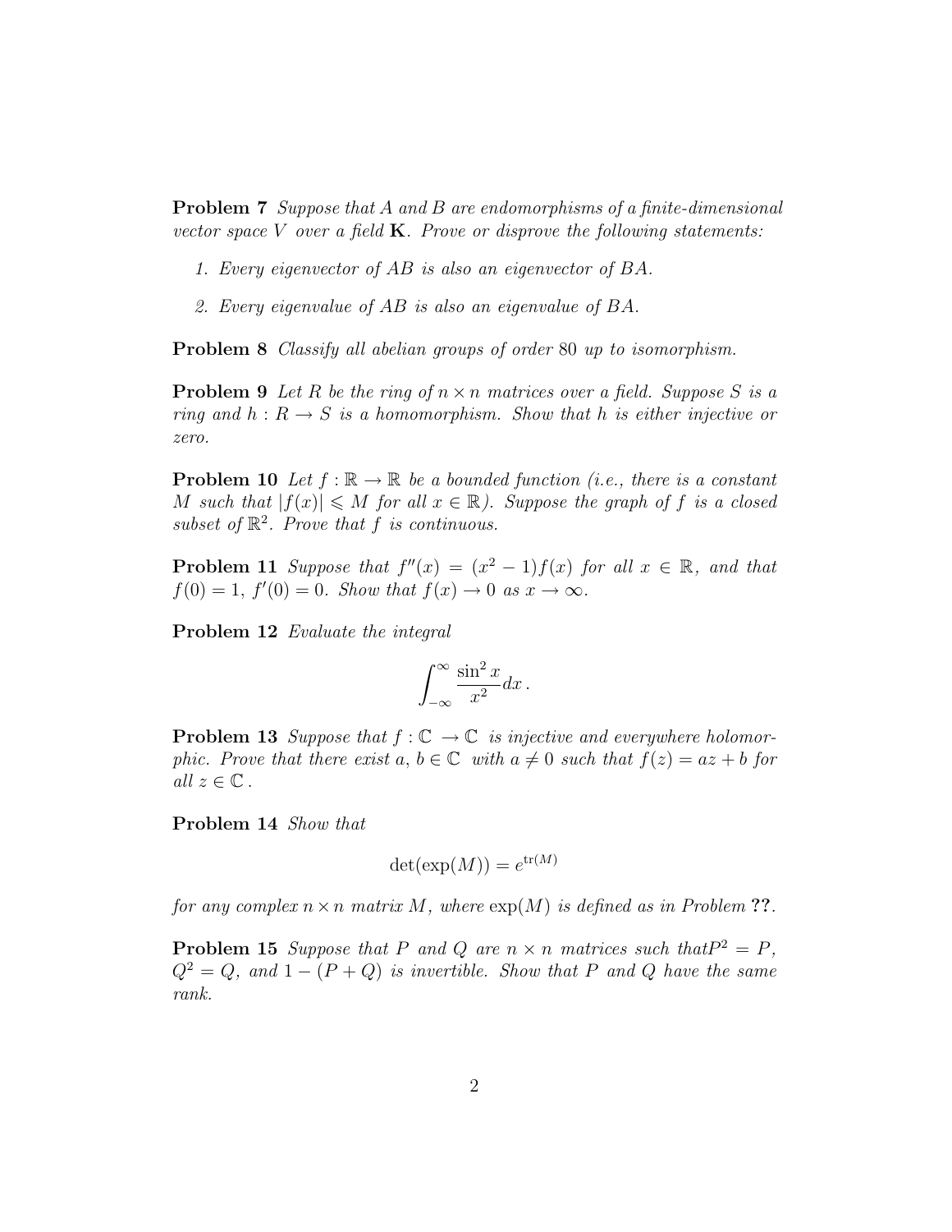**Problem 7** *Suppose that $A$ and $B$ are endomorphisms of a finite-dimensional vector space $V$ over a field $\mathbf{K}$. Prove or disprove the following statements:*

1. *Every eigenvector of $AB$ is also an eigenvector of $BA$.*

2. *Every eigenvalue of $AB$ is also an eigenvalue of $BA$.*

**Problem 8** *Classify all abelian groups of order 80 up to isomorphism.*

**Problem 9** *Let $R$ be the ring of $n \times n$ matrices over a field. Suppose $S$ is a ring and $h : R \to S$ is a homomorphism. Show that $h$ is either injective or zero.*

**Problem 10** *Let $f : \mathbb{R} \to \mathbb{R}$ be a bounded function (i.e., there is a constant $M$ such that $|f(x)| \leqslant M$ for all $x \in \mathbb{R}$). Suppose the graph of $f$ is a closed subset of $\mathbb{R}^2$. Prove that $f$ is continuous.*

**Problem 11** *Suppose that $f''(x) = (x^2 - 1)f(x)$ for all $x \in \mathbb{R}$, and that $f(0) = 1$, $f'(0) = 0$. Show that $f(x) \to 0$ as $x \to \infty$.*

**Problem 12** *Evaluate the integral*

$$\int_{-\infty}^{\infty} \frac{\sin^2 x}{x^2} dx\,.$$

**Problem 13** *Suppose that $f : \mathbb{C} \to \mathbb{C}$ is injective and everywhere holomorphic. Prove that there exist $a, b \in \mathbb{C}$ with $a \neq 0$ such that $f(z) = az + b$ for all $z \in \mathbb{C}$.*

**Problem 14** *Show that*

$$\det(\exp(M)) = e^{\mathrm{tr}(M)}$$

*for any complex $n \times n$ matrix $M$, where $\exp(M)$ is defined as in Problem* **??**.

**Problem 15** *Suppose that $P$ and $Q$ are $n \times n$ matrices such that$P^2 = P$, $Q^2 = Q$, and $1 - (P + Q)$ is invertible. Show that $P$ and $Q$ have the same rank.*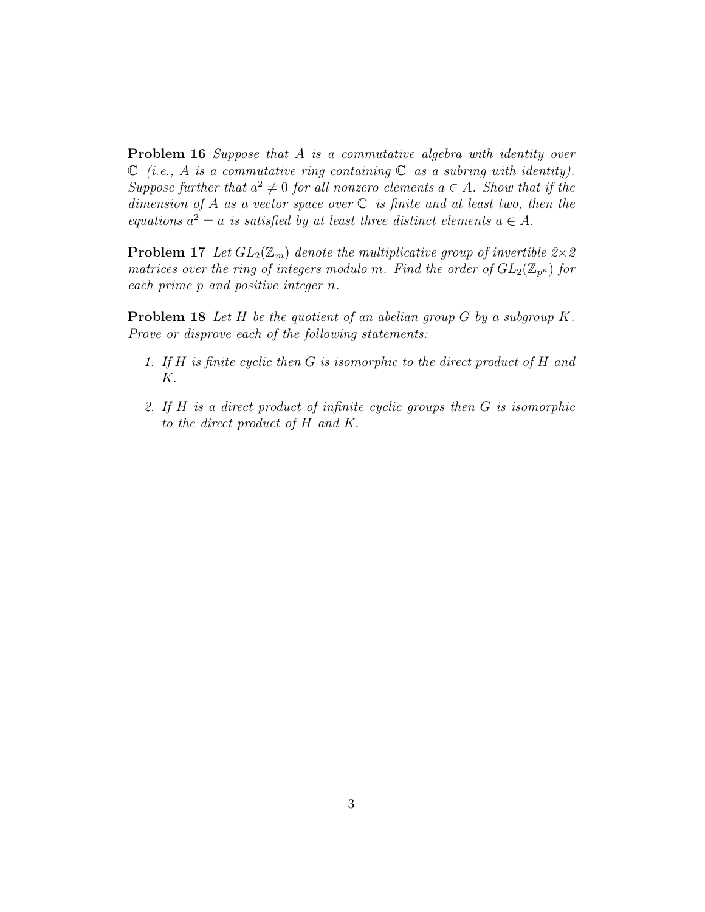**Problem 16** *Suppose that $A$ is a commutative algebra with identity over $\mathbb{C}$ (i.e., $A$ is a commutative ring containing $\mathbb{C}$ as a subring with identity). Suppose further that $a^2 \neq 0$ for all nonzero elements $a \in A$. Show that if the dimension of $A$ as a vector space over $\mathbb{C}$ is finite and at least two, then the equations $a^2 = a$ is satisfied by at least three distinct elements $a \in A$.*

**Problem 17** *Let $GL_2(\mathbb{Z}_m)$ denote the multiplicative group of invertible $2 \times 2$ matrices over the ring of integers modulo $m$. Find the order of $GL_2(\mathbb{Z}_{p^n})$ for each prime $p$ and positive integer $n$.*

**Problem 18** *Let $H$ be the quotient of an abelian group $G$ by a subgroup $K$. Prove or disprove each of the following statements:*

1. *If $H$ is finite cyclic then $G$ is isomorphic to the direct product of $H$ and $K$.*
2. *If $H$ is a direct product of infinite cyclic groups then $G$ is isomorphic to the direct product of $H$ and $K$.*